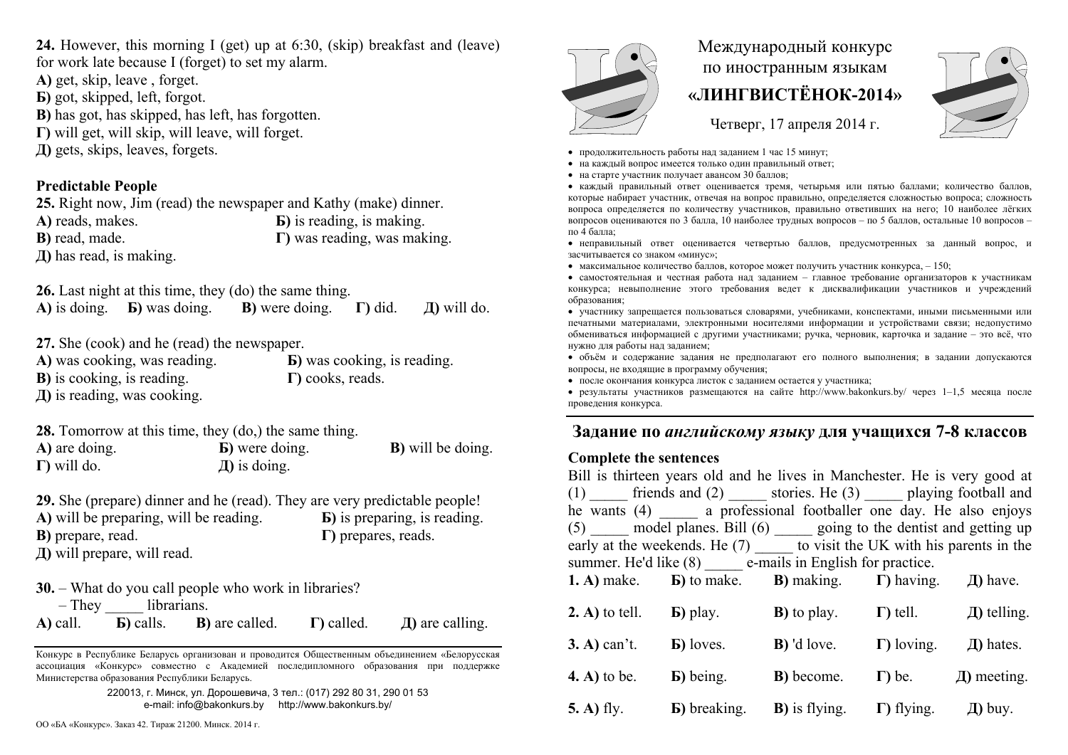**24.** However, this morning I (get) up at 6:30, (skip) breakfast and (leave) for work late because I (forget) to set my alarm.
**А)** get, skip, leave , forget.
**Б)** got, skipped, left, forgot.
**В)** has got, has skipped, has left, has forgotten.
**Г)** will get, will skip, will leave, will forget.
**Д)** gets, skips, leaves, forgets.

**Predictable People**

**25.** Right now, Jim (read) the newspaper and Kathy (make) dinner.
**А)** reads, makes. **Б)** is reading, is making.
**В)** read, made. **Г)** was reading, was making.
**Д)** has read, is making.

**26.** Last night at this time, they (do) the same thing.
**А)** is doing. **Б)** was doing. **В)** were doing. **Г)** did. **Д)** will do.

**27.** She (cook) and he (read) the newspaper.
**А)** was cooking, was reading. **Б)** was cooking, is reading.
**В)** is cooking, is reading. **Г)** cooks, reads.
**Д)** is reading, was cooking.

**28.** Tomorrow at this time, they (do,) the same thing.
**А)** are doing. **Б)** were doing. **В)** will be doing.
**Г)** will do. **Д)** is doing.

**29.** She (prepare) dinner and he (read). They are very predictable people!
**А)** will be preparing, will be reading. **Б)** is preparing, is reading.
**В)** prepare, read. **Г)** prepares, reads.
**Д)** will prepare, will read.

**30.** – What do you call people who work in libraries?
– They _____ librarians.
**А)** call. **Б)** calls. **В)** are called. **Г)** called. **Д)** are calling.

Конкурс в Республике Беларусь организован и проводится Общественным объединением «Белорусская ассоциация «Конкурс» совместно с Академией последипломного образования при поддержке Министерства образования Республики Беларусь.

220013, г. Минск, ул. Дорошевича, 3 тел.: (017) 292 80 31, 290 01 53
e-mail: info@bakonkurs.by http://www.bakonkurs.by/

ОО «БА «Конкурс». Заказ 42. Тираж 21200. Минск. 2014 г.

# Международный конкурс по иностранным языкам «ЛИНГВИСТЁНОК-2014»

Четверг, 17 апреля 2014 г.

- продолжительность работы над заданием 1 час 15 минут;
- на каждый вопрос имеется только один правильный ответ;
- на старте участник получает авансом 30 баллов;
- каждый правильный ответ оценивается тремя, четырьмя или пятью баллами; количество баллов, которые набирает участник, отвечая на вопрос правильно, определяется сложностью вопроса; сложность вопроса определяется по количеству участников, правильно ответивших на него; 10 наиболее лёгких вопросов оцениваются по 3 балла, 10 наиболее трудных вопросов – по 5 баллов, остальные 10 вопросов – по 4 балла;
- неправильный ответ оценивается четвертью баллов, предусмотренных за данный вопрос, и засчитывается со знаком «минус»;
- максимальное количество баллов, которое может получить участник конкурса, – 150;
- самостоятельная и честная работа над заданием – главное требование организаторов к участникам конкурса; невыполнение этого требования ведет к дисквалификации участников и учреждений образования;
- участнику запрещается пользоваться словарями, учебниками, конспектами, иными письменными или печатными материалами, электронными носителями информации и устройствами связи; недопустимо обмениваться информацией с другими участниками; ручка, черновик, карточка и задание – это всё, что нужно для работы над заданием;
- объём и содержание задания не предполагают его полного выполнения; в задании допускаются вопросы, не входящие в программу обучения;
- после окончания конкурса листок с заданием остается у участника;
- результаты участников размещаются на сайте http://www.bakonkurs.by/ через 1–1,5 месяца после проведения конкурса.

## Задание по *английскому языку* для учащихся 7-8 классов

**Complete the sentences**

Bill is thirteen years old and he lives in Manchester. He is very good at (1) _____ friends and (2) _____ stories. He (3) _____ playing football and he wants (4) _____ a professional footballer one day. He also enjoys (5) _____ model planes. Bill (6) _____ going to the dentist and getting up early at the weekends. He (7) _____ to visit the UK with his parents in the summer. He'd like (8) _____ e-mails in English for practice.

**1. А)** make. **Б)** to make. **В)** making. **Г)** having. **Д)** have.

**2. А)** to tell. **Б)** play. **В)** to play. **Г)** tell. **Д)** telling.

**3. А)** can't. **Б)** loves. **В)** 'd love. **Г)** loving. **Д)** hates.

**4. А)** to be. **Б)** being. **В)** become. **Г)** be. **Д)** meeting.

**5. А)** fly. **Б)** breaking. **В)** is flying. **Г)** flying. **Д)** buy.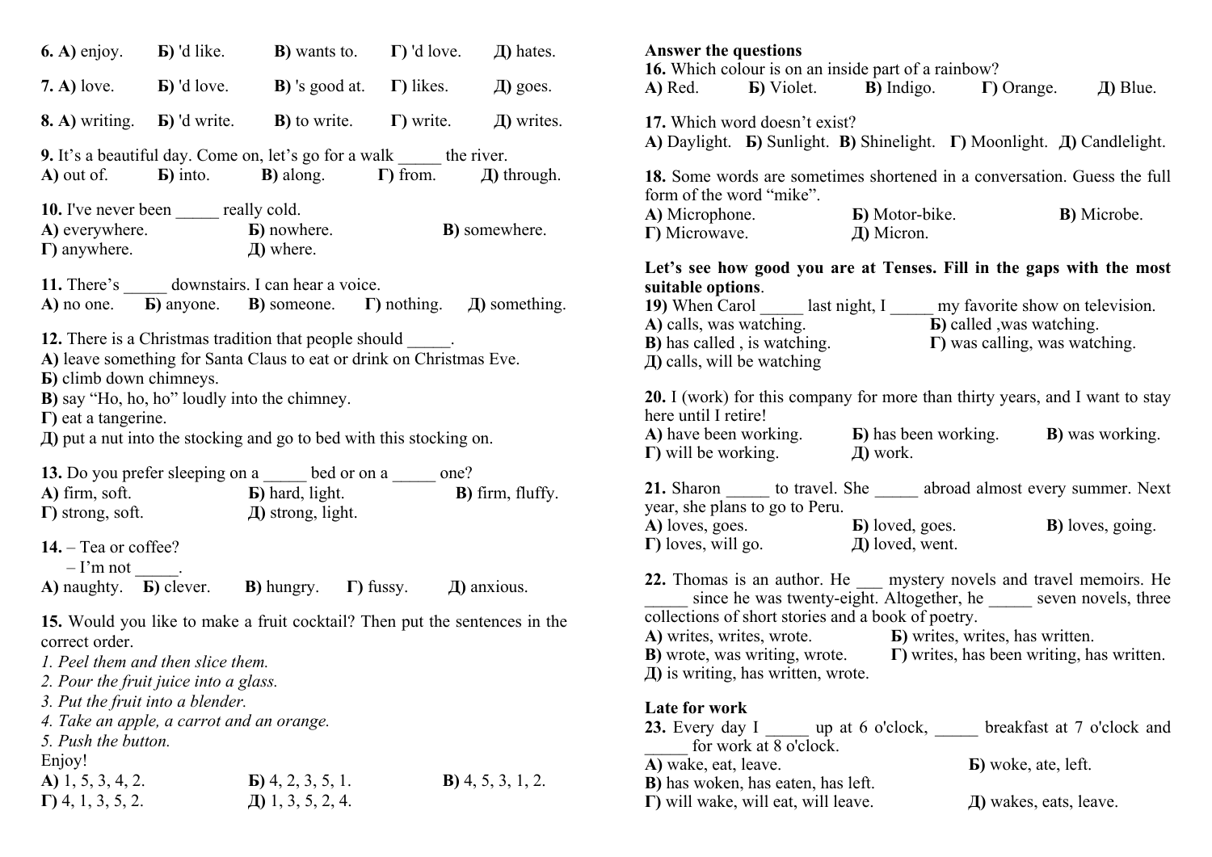**6. А)** enjoy. **Б)** 'd like. **В)** wants to. **Г)** 'd love. **Д)** hates.

**7. А)** love. **Б)** 'd love. **В)** 's good at. **Г)** likes. **Д)** goes.

**8. А)** writing. **Б)** 'd write. **В)** to write. **Г)** write. **Д)** writes.

**9.** It's a beautiful day. Come on, let's go for a walk _____ the river.
**А)** out of. **Б)** into. **В)** along. **Г)** from. **Д)** through.

**10.** I've never been _____ really cold.
**А)** everywhere. **Б)** nowhere. **В)** somewhere.
**Г)** anywhere. **Д)** where.

**11.** There's _____ downstairs. I can hear a voice.
**А)** no one. **Б)** anyone. **В)** someone. **Г)** nothing. **Д)** something.

**12.** There is a Christmas tradition that people should _____.
**А)** leave something for Santa Claus to eat or drink on Christmas Eve.
**Б)** climb down chimneys.
**В)** say "Ho, ho, ho" loudly into the chimney.
**Г)** eat a tangerine.
**Д)** put a nut into the stocking and go to bed with this stocking on.

**13.** Do you prefer sleeping on a _____ bed or on a _____ one?
**А)** firm, soft. **Б)** hard, light. **В)** firm, fluffy.
**Г)** strong, soft. **Д)** strong, light.

**14.** – Tea or coffee?
– I'm not _____.
**А)** naughty. **Б)** clever. **В)** hungry. **Г)** fussy. **Д)** anxious.

**15.** Would you like to make a fruit cocktail? Then put the sentences in the correct order.
*1. Peel them and then slice them.*
*2. Pour the fruit juice into a glass.*
*3. Put the fruit into a blender.*
*4. Take an apple, a carrot and an orange.*
*5. Push the button.*
Enjoy!
**А)** 1, 5, 3, 4, 2. **Б)** 4, 2, 3, 5, 1. **В)** 4, 5, 3, 1, 2.
**Г)** 4, 1, 3, 5, 2. **Д)** 1, 3, 5, 2, 4.

**Answer the questions**

**16.** Which colour is on an inside part of a rainbow?
**А)** Red. **Б)** Violet. **В)** Indigo. **Г)** Orange. **Д)** Blue.

**17.** Which word doesn't exist?
**А)** Daylight. **Б)** Sunlight. **В)** Shinelight. **Г)** Moonlight. **Д)** Candlelight.

**18.** Some words are sometimes shortened in a conversation. Guess the full form of the word "mike".
**А)** Microphone. **Б)** Motor-bike. **В)** Microbe.
**Г)** Microwave. **Д)** Micron.

**Let's see how good you are at Tenses. Fill in the gaps with the most suitable options**.

**19)** When Carol _____ last night, I _____ my favorite show on television.
**А)** calls, was watching. **Б)** called ,was watching.
**В)** has called , is watching. **Г)** was calling, was watching.
**Д)** calls, will be watching

**20.** I (work) for this company for more than thirty years, and I want to stay here until I retire!
**А)** have been working. **Б)** has been working. **В)** was working.
**Г)** will be working. **Д)** work.

**21.** Sharon _____ to travel. She _____ abroad almost every summer. Next year, she plans to go to Peru.
**А)** loves, goes. **Б)** loved, goes. **В)** loves, going.
**Г)** loves, will go. **Д)** loved, went.

**22.** Thomas is an author. He ___ mystery novels and travel memoirs. He _____ since he was twenty-eight. Altogether, he _____ seven novels, three collections of short stories and a book of poetry.
**А)** writes, writes, wrote. **Б)** writes, writes, has written.
**В)** wrote, was writing, wrote. **Г)** writes, has been writing, has written.
**Д)** is writing, has written, wrote.

**Late for work**

**23.** Every day I _____ up at 6 o'clock, _____ breakfast at 7 o'clock and _____ for work at 8 o'clock.
**А)** wake, eat, leave. **Б)** woke, ate, left.
**В)** has woken, has eaten, has left.
**Г)** will wake, will eat, will leave. **Д)** wakes, eats, leave.